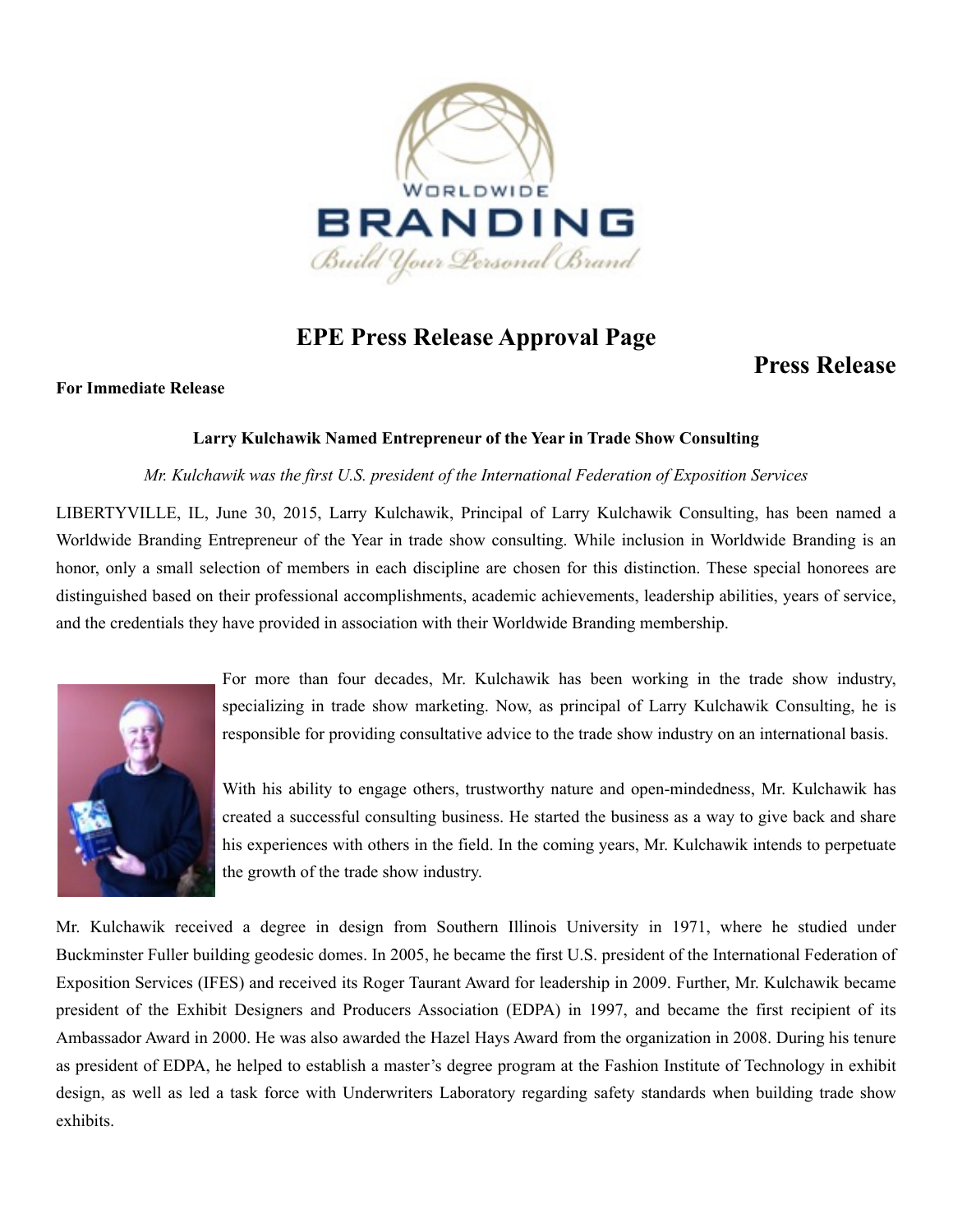WORLDWIDE

BRANDING

*Build Your Personal Brand*

# EPE Press Release Approval Page

## Press Release

**For Immediate Release**

**Larry Kulchawik Named Entrepreneur of the Year in Trade Show Consulting**

*Mr. Kulchawik was the first U.S. president of the International Federation of Exposition Services*

LIBERTYVILLE, IL, June 30, 2015, Larry Kulchawik, Principal of Larry Kulchawik Consulting, has been named a Worldwide Branding Entrepreneur of the Year in trade show consulting. While inclusion in Worldwide Branding is an honor, only a small selection of members in each discipline are chosen for this distinction. These special honorees are distinguished based on their professional accomplishments, academic achievements, leadership abilities, years of service, and the credentials they have provided in association with their Worldwide Branding membership.

For more than four decades, Mr. Kulchawik has been working in the trade show industry, specializing in trade show marketing. Now, as principal of Larry Kulchawik Consulting, he is responsible for providing consultative advice to the trade show industry on an international basis.

With his ability to engage others, trustworthy nature and open-mindedness, Mr. Kulchawik has created a successful consulting business. He started the business as a way to give back and share his experiences with others in the field. In the coming years, Mr. Kulchawik intends to perpetuate the growth of the trade show industry.

Mr. Kulchawik received a degree in design from Southern Illinois University in 1971, where he studied under Buckminster Fuller building geodesic domes. In 2005, he became the first U.S. president of the International Federation of Exposition Services (IFES) and received its Roger Taurant Award for leadership in 2009. Further, Mr. Kulchawik became president of the Exhibit Designers and Producers Association (EDPA) in 1997, and became the first recipient of its Ambassador Award in 2000. He was also awarded the Hazel Hays Award from the organization in 2008. During his tenure as president of EDPA, he helped to establish a master's degree program at the Fashion Institute of Technology in exhibit design, as well as led a task force with Underwriters Laboratory regarding safety standards when building trade show exhibits.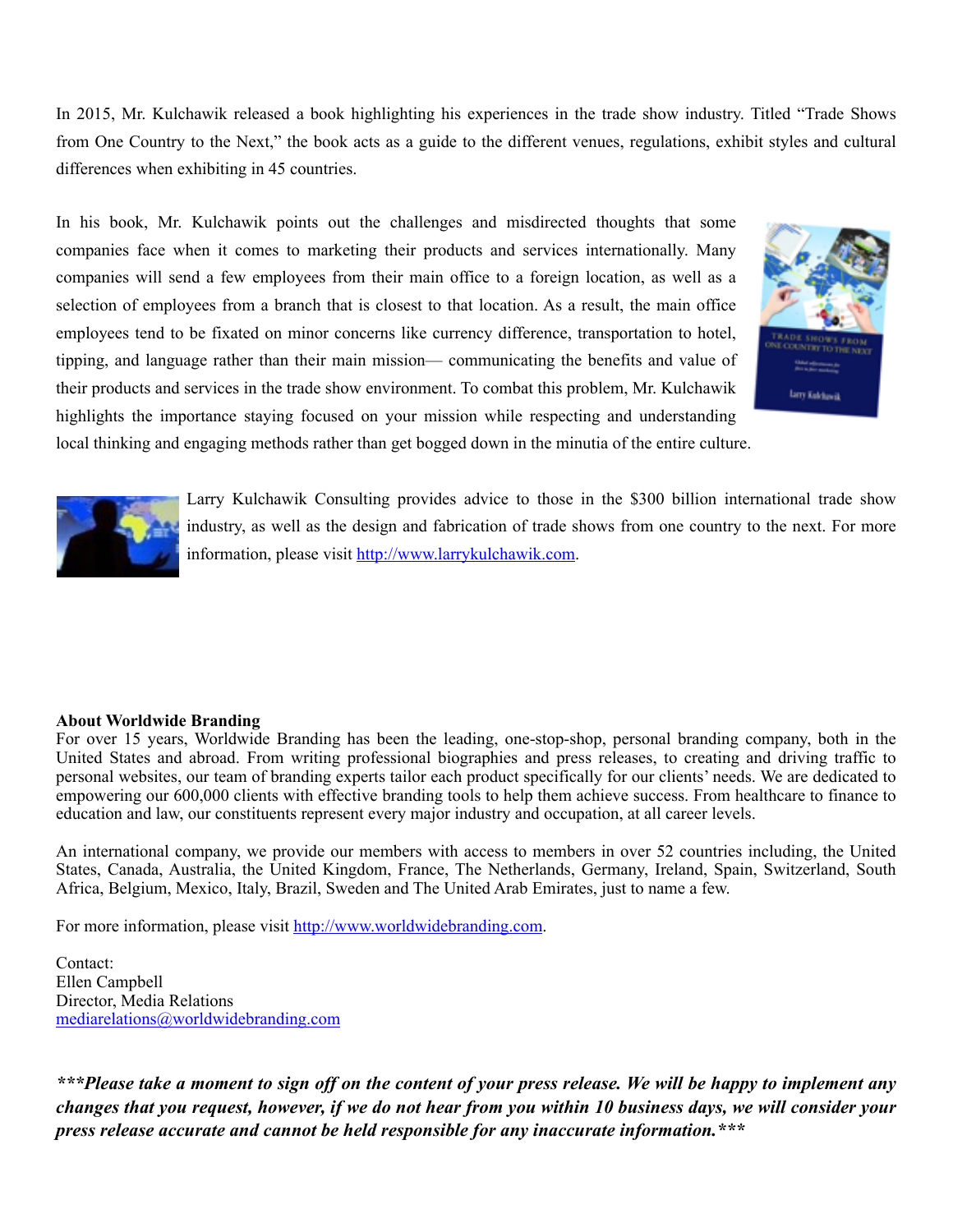In 2015, Mr. Kulchawik released a book highlighting his experiences in the trade show industry. Titled "Trade Shows from One Country to the Next," the book acts as a guide to the different venues, regulations, exhibit styles and cultural differences when exhibiting in 45 countries.

In his book, Mr. Kulchawik points out the challenges and misdirected thoughts that some companies face when it comes to marketing their products and services internationally. Many companies will send a few employees from their main office to a foreign location, as well as a selection of employees from a branch that is closest to that location. As a result, the main office employees tend to be fixated on minor concerns like currency difference, transportation to hotel, tipping, and language rather than their main mission— communicating the benefits and value of their products and services in the trade show environment. To combat this problem, Mr. Kulchawik highlights the importance staying focused on your mission while respecting and understanding local thinking and engaging methods rather than get bogged down in the minutia of the entire culture.

Larry Kulchawik Consulting provides advice to those in the $300 billion international trade show industry, as well as the design and fabrication of trade shows from one country to the next. For more information, please visit http://www.larrykulchawik.com.

**About Worldwide Branding**

For over 15 years, Worldwide Branding has been the leading, one-stop-shop, personal branding company, both in the United States and abroad. From writing professional biographies and press releases, to creating and driving traffic to personal websites, our team of branding experts tailor each product specifically for our clients' needs. We are dedicated to empowering our 600,000 clients with effective branding tools to help them achieve success. From healthcare to finance to education and law, our constituents represent every major industry and occupation, at all career levels.

An international company, we provide our members with access to members in over 52 countries including, the United States, Canada, Australia, the United Kingdom, France, The Netherlands, Germany, Ireland, Spain, Switzerland, South Africa, Belgium, Mexico, Italy, Brazil, Sweden and The United Arab Emirates, just to name a few.

For more information, please visit http://www.worldwidebranding.com.

Contact:
Ellen Campbell
Director, Media Relations
mediarelations@worldwidebranding.com

***\*\*\*Please take a moment to sign off on the content of your press release. We will be happy to implement any changes that you request, however, if we do not hear from you within 10 business days, we will consider your press release accurate and cannot be held responsible for any inaccurate information.\*\*\****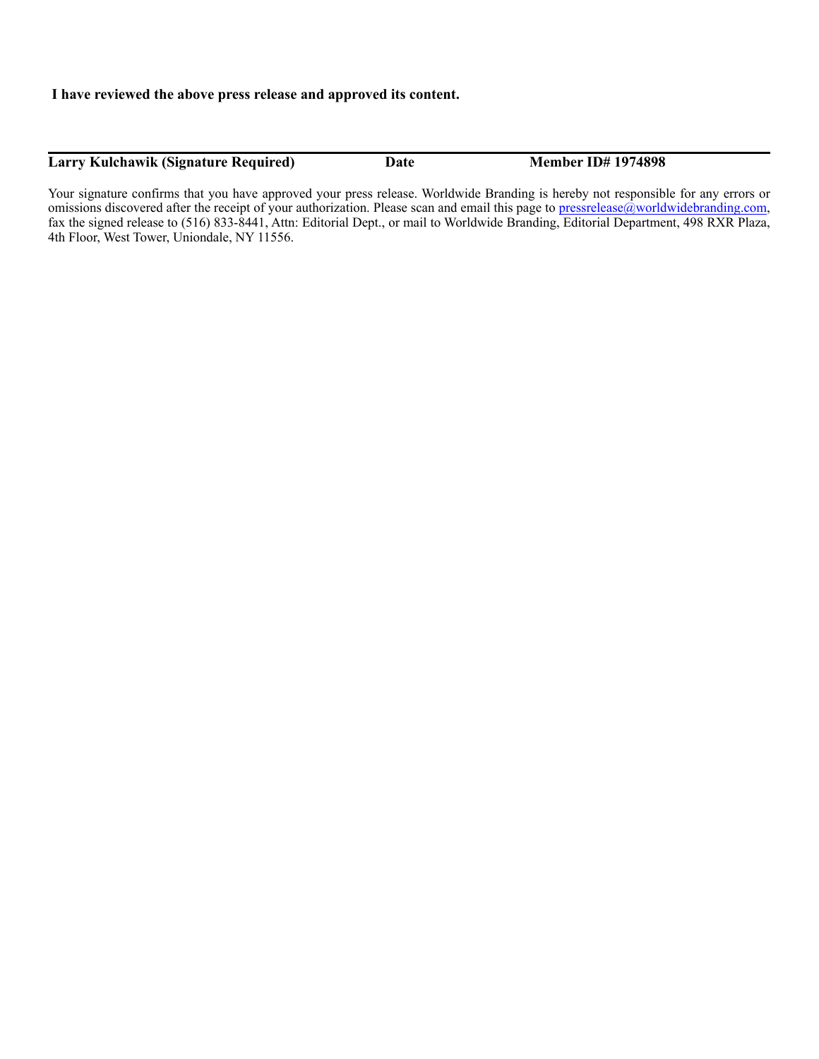**I have reviewed the above press release and approved its content.**

---

| **Larry Kulchawik (Signature Required)** | **Date** | **Member ID# 1974898** |
|---|---|---|

Your signature confirms that you have approved your press release. Worldwide Branding is hereby not responsible for any errors or omissions discovered after the receipt of your authorization. Please scan and email this page to pressrelease@worldwidebranding.com, fax the signed release to (516) 833-8441, Attn: Editorial Dept., or mail to Worldwide Branding, Editorial Department, 498 RXR Plaza, 4th Floor, West Tower, Uniondale, NY 11556.